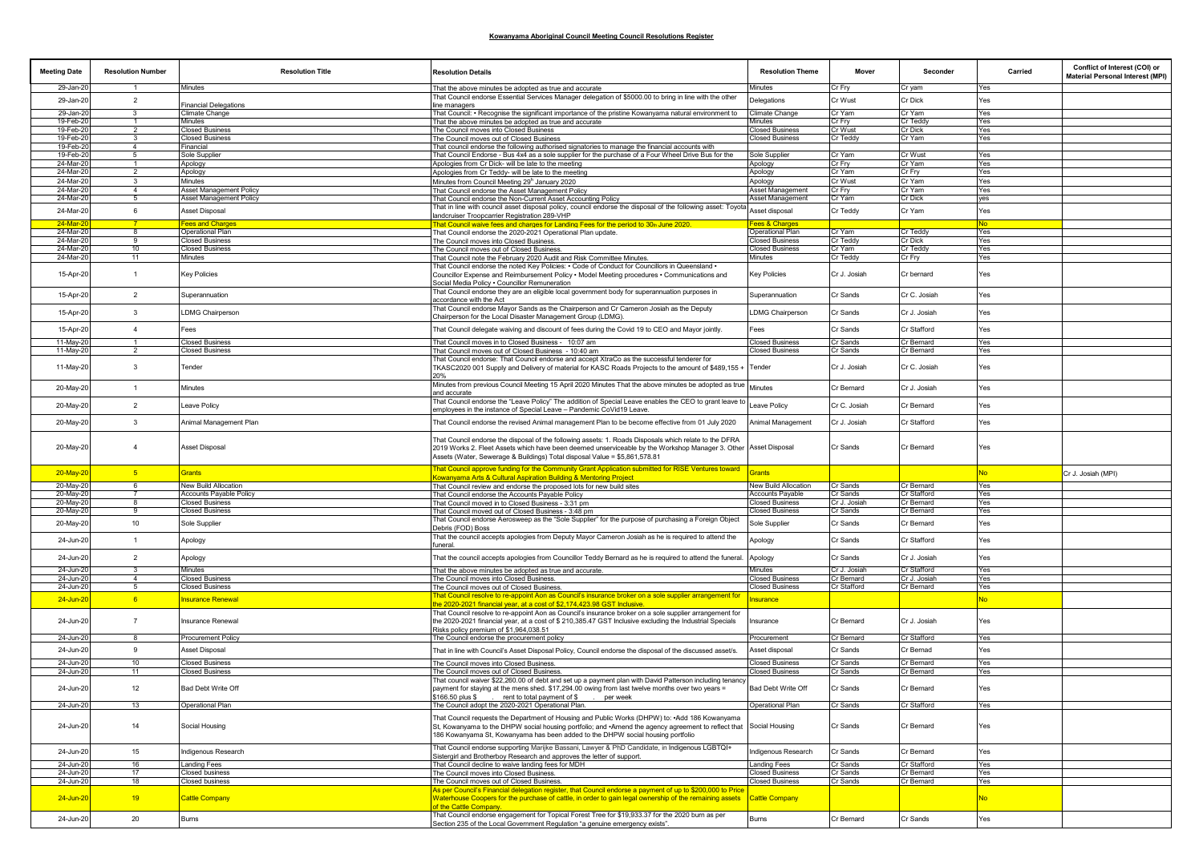**Kowanyama Aboriginal Council Meeting Council Resolutions Register**

| Meeting Date | Resolution Number | Resolution Title | Resolution Details | Resolution Theme | Mover | Seconder | Carried | Conflict of Interest (COI) or Material Personal Interest (MPI) |
|---|---|---|---|---|---|---|---|---|
| 29-Jan-20 | 1 | Minutes | That the above minutes be adopted as true and accurate | Minutes | Cr Fry | Cr yam | Yes | |
| 29-Jan-20 | 2 | Financial Delegations | That Council endorse Essential Services Manager delegation of $5000.00 to bring in line with the other line managers | Delegations | Cr Wust | Cr Dick | Yes | |
| 29-Jan-20 | 3 | Climate Change | That Council: • Recognise the significant importance of the pristine Kowanyama natural environment to | Climate Change | Cr Yam | Cr Yam | Yes | |
| 19-Feb-20 | 1 | Minutes | That the above minutes be adopted as true and accurate | Minutes | Cr Fry | Cr Teddy | Yes | |
| 19-Feb-20 | 2 | Closed Business | The Council moves into Closed Business | Closed Business | Cr Wust | Cr Dick | Yes | |
| 19-Feb-20 | 3 | Closed Business | The Council moves out of Closed Business | Closed Business | Cr Teddy | Cr Yam | Yes | |
| 19-Feb-20 | 4 | Financial | That council endorse the following authorised signatories to manage the financial accounts with | | | | | |
| 19-Feb-20 | 5 | Sole Supplier | That Council Endorse - Bus 4x4 as a sole supplier for the purchase of a Four Wheel Drive Bus for the | Sole Supplier | Cr Yam | Cr Wust | Yes | |
| 24-Mar-20 | 1 | Apology | Apologies from Cr Dick- will be late to the meeting | Apology | Cr Fry | Cr Yam | Yes | |
| 24-Mar-20 | 2 | Apology | Apologies from Cr Teddy- will be late to the meeting | Apology | Cr Yam | Cr Fry | Yes | |
| 24-Mar-20 | 3 | Minutes | Minutes from Council Meeting 29th January 2020 | Apology | Cr Wust | Cr Yam | Yes | |
| 24-Mar-20 | 4 | Asset Management Policy | That Council endorse the Asset Management Policy | Asset Management | Cr Fry | Cr Yam | Yes | |
| 24-Mar-20 | 5 | Asset Management Policy | That Council endorse the Non-Current Asset Accounting Policy | Asset Management | Cr Yam | Cr Dick | yes | |
| 24-Mar-20 | 6 | Asset Disposal | That in line with council asset disposal policy, council endorse the disposal of the following asset: Toyota landcruiser Troopcarrier Registration 289-VHP | Asset disposal | Cr Teddy | Cr Yam | Yes | |
| 24-Mar-20 | 7 | Fees and Charges | That Council waive fees and charges for Landing Fees for the period to 30th June 2020. | Fees & Charges | | | No | |
| 24-Mar-20 | 8 | Operational Plan | That Council endorse the 2020-2021 Operational Plan update. | Operational Plan | Cr Yam | Cr Teddy | Yes | |
| 24-Mar-20 | 9 | Closed Business | The Council moves into Closed Business. | Closed Business | Cr Teddy | Cr Dick | Yes | |
| 24-Mar-20 | 10 | Closed Business | The Council moves out of Closed Business. | Closed Business | Cr Yam | Cr Teddy | Yes | |
| 24-Mar-20 | 11 | Minutes | That Council note the February 2020 Audit and Risk Committee Minutes. | Minutes | Cr Teddy | Cr Fry | Yes | |
| 15-Apr-20 | 1 | Key Policies | That Council endorse the noted Key Policies: • Code of Conduct for Councillors in Queensland • Councillor Expense and Reimbursement Policy • Model Meeting procedures • Communications and Social Media Policy • Councillor Remuneration | Key Policies | Cr J. Josiah | Cr bernard | Yes | |
| 15-Apr-20 | 2 | Superannuation | That Council endorse they are an eligible local government body for superannuation purposes in accordance with the Act | Superannuation | Cr Sands | Cr C. Josiah | Yes | |
| 15-Apr-20 | 3 | LDMG Chairperson | That Council endorse Mayor Sands as the Chairperson and Cr Cameron Josiah as the Deputy Chairperson for the Local Disaster Management Group (LDMG). | LDMG Chairperson | Cr Sands | Cr J. Josiah | Yes | |
| 15-Apr-20 | 4 | Fees | That Council delegate waiving and discount of fees during the Covid 19 to CEO and Mayor jointly. | Fees | Cr Sands | Cr Stafford | Yes | |
| 11-May-20 | 1 | Closed Business | That Council moves in to Closed Business - 10:07 am | Closed Business | Cr Sands | Cr Bernard | Yes | |
| 11-May-20 | 2 | Closed Business | That Council moves out of Closed Business - 10:40 am | Closed Business | Cr Sands | Cr Bernard | Yes | |
| 11-May-20 | 3 | Tender | That Council endorse: That Council endorse and accept XtraCo as the successful tenderer for TKASC2020 001 Supply and Delivery of material for KASC Roads Projects to the amount of $489,155 + 20% | Tender | Cr J. Josiah | Cr C. Josiah | Yes | |
| 20-May-20 | 1 | Minutes | Minutes from previous Council Meeting 15 April 2020 Minutes That the above minutes be adopted as true and accurate | Minutes | Cr Bernard | Cr J. Josiah | Yes | |
| 20-May-20 | 2 | Leave Policy | That Council endorse the "Leave Policy" The addition of Special Leave enables the CEO to grant leave to employees in the instance of Special Leave – Pandemic CoVid19 Leave. | Leave Policy | Cr C. Josiah | Cr Bernard | Yes | |
| 20-May-20 | 3 | Animal Management Plan | That Council endorse the revised Animal management Plan to be become effective from 01 July 2020 | Animal Management | Cr J. Josiah | Cr Stafford | Yes | |
| 20-May-20 | 4 | Asset Disposal | That Council endorse the disposal of the following assets: 1. Roads Disposals which relate to the DFRA 2019 Works 2. Fleet Assets which have been deemed unserviceable by the Workshop Manager 3. Other Assets (Water, Sewerage & Buildings) Total disposal Value = $5,861,578.81 | Asset Disposal | Cr Sands | Cr Bernard | Yes | |
| 20-May-20 | 5 | Grants | That Council approve funding for the Community Grant Application submitted for RISE Ventures toward Kowanyama Arts & Cultural Aspiration Building & Mentoring Project | Grants | | | No | Cr J. Josiah (MPI) |
| 20-May-20 | 6 | New Build Allocation | That Council review and endorse the proposed lots for new build sites | New Build Allocation | Cr Sands | Cr Bernard | Yes | |
| 20-May-20 | 7 | Accounts Payable Policy | That Council endorse the Accounts Payable Policy | Accounts Payable | Cr Sands | Cr Stafford | Yes | |
| 20-May-20 | 8 | Closed Business | That Council moved in to Closed Business - 3:31 pm | Closed Business | Cr J. Josiah | Cr Bernard | Yes | |
| 20-May-20 | 9 | Closed Business | That Council moved out of Closed Business - 3:48 pm | Closed Business | Cr Sands | Cr Bernard | Yes | |
| 20-May-20 | 10 | Sole Supplier | That Council endorse Aerosweep as the "Sole Supplier" for the purpose of purchasing a Foreign Object Debris (FOD) Boss | Sole Supplier | Cr Sands | Cr Bernard | Yes | |
| 24-Jun-20 | 1 | Apology | That the council accepts apologies from Deputy Mayor Cameron Josiah as he is required to attend the funeral. | Apology | Cr Sands | Cr Stafford | Yes | |
| 24-Jun-20 | 2 | Apology | That the council accepts apologies from Councillor Teddy Bernard as he is required to attend the funeral. | Apology | Cr Sands | Cr J. Josiah | Yes | |
| 24-Jun-20 | 3 | Minutes | That the above minutes be adopted as true and accurate. | Minutes | Cr J. Josiah | Cr Stafford | Yes | |
| 24-Jun-20 | 4 | Closed Business | The Council moves into Closed Business. | Closed Business | Cr Bernard | Cr J. Josiah | Yes | |
| 24-Jun-20 | 5 | Closed Business | The Council moves out of Closed Business. | Closed Business | Cr Stafford | Cr Bernard | Yes | |
| 24-Jun-20 | 6 | Insurance Renewal | That Council resolve to re-appoint Aon as Council's insurance broker on a sole supplier arrangement for the 2020-2021 financial year, at a cost of $2,174,423.98 GST Inclusive. | Insurance | | | No | |
| 24-Jun-20 | 7 | Insurance Renewal | That Council resolve to re-appoint Aon as Council's insurance broker on a sole supplier arrangement for the 2020-2021 financial year, at a cost of $ 210,385.47 GST Inclusive excluding the Industrial Specials Risks policy premium of $1,964,038.51 | Insurance | Cr Bernard | Cr J. Josiah | Yes | |
| 24-Jun-20 | 8 | Procurement Policy | The Council endorse the procurement policy | Procurement | Cr Bernard | Cr Stafford | Yes | |
| 24-Jun-20 | 9 | Asset Disposal | That in line with Council's Asset Disposal Policy, Council endorse the disposal of the discussed asset/s. | Asset disposal | Cr Sands | Cr Bernad | Yes | |
| 24-Jun-20 | 10 | Closed Business | The Council moves into Closed Business. | Closed Business | Cr Sands | Cr Bernard | Yes | |
| 24-Jun-20 | 11 | Closed Business | The Council moves out of Closed Business. | Closed Business | Cr Sands | Cr Bernard | Yes | |
| 24-Jun-20 | 12 | Bad Debt Write Off | That council waiver $22,260.00 of debt and set up a payment plan with David Patterson including tenancy payment for staying at the mens shed. $17,294.00 owing from last twelve months over two years = $166.50 plus $ . rent to total payment of $ . per week | Bad Debt Write Off | Cr Sands | Cr Bernard | Yes | |
| 24-Jun-20 | 13 | Operational Plan | The Council adopt the 2020-2021 Operational Plan. | Operational Plan | Cr Sands | Cr Stafford | Yes | |
| 24-Jun-20 | 14 | Social Housing | That Council requests the Department of Housing and Public Works (DHPW) to: •Add 186 Kowanyama St, Kowanyama to the DHPW social housing portfolio; and •Amend the agency agreement to reflect that 186 Kowanyama St, Kowanyama has been added to the DHPW social housing portfolio | Social Housing | Cr Sands | Cr Bernard | Yes | |
| 24-Jun-20 | 15 | Indigenous Research | That Council endorse supporting Marijke Bassani, Lawyer & PhD Candidate, in Indigenous LGBTQI+ Sistergirl and Brotherboy Research and approves the letter of support. | Indigenous Research | Cr Sands | Cr Bernard | Yes | |
| 24-Jun-20 | 16 | Landing Fees | That Council decline to waive landing fees for MDH | Landing Fees | Cr Sands | Cr Stafford | Yes | |
| 24-Jun-20 | 17 | Closed business | The Council moves into Closed Business. | Closed Business | Cr Sands | Cr Bernard | Yes | |
| 24-Jun-20 | 18 | Closed business | The Council moves out of Closed Business. | Closed Business | Cr Sands | Cr Bernard | Yes | |
| 24-Jun-20 | 19 | Cattle Company | As per Council's Financial delegation register, that Council endorse a payment of up to $200,000 to Price Waterhouse Coopers for the purchase of cattle, in order to gain legal ownership of the remaining assets of the Cattle Company. | Cattle Company | | | No | |
| 24-Jun-20 | 20 | Burns | That Council endorse engagement for Topical Forest Tree for $19,933.37 for the 2020 burn as per Section 235 of the Local Government Regulation "a genuine emergency exists". | Burns | Cr Bernard | Cr Sands | Yes | |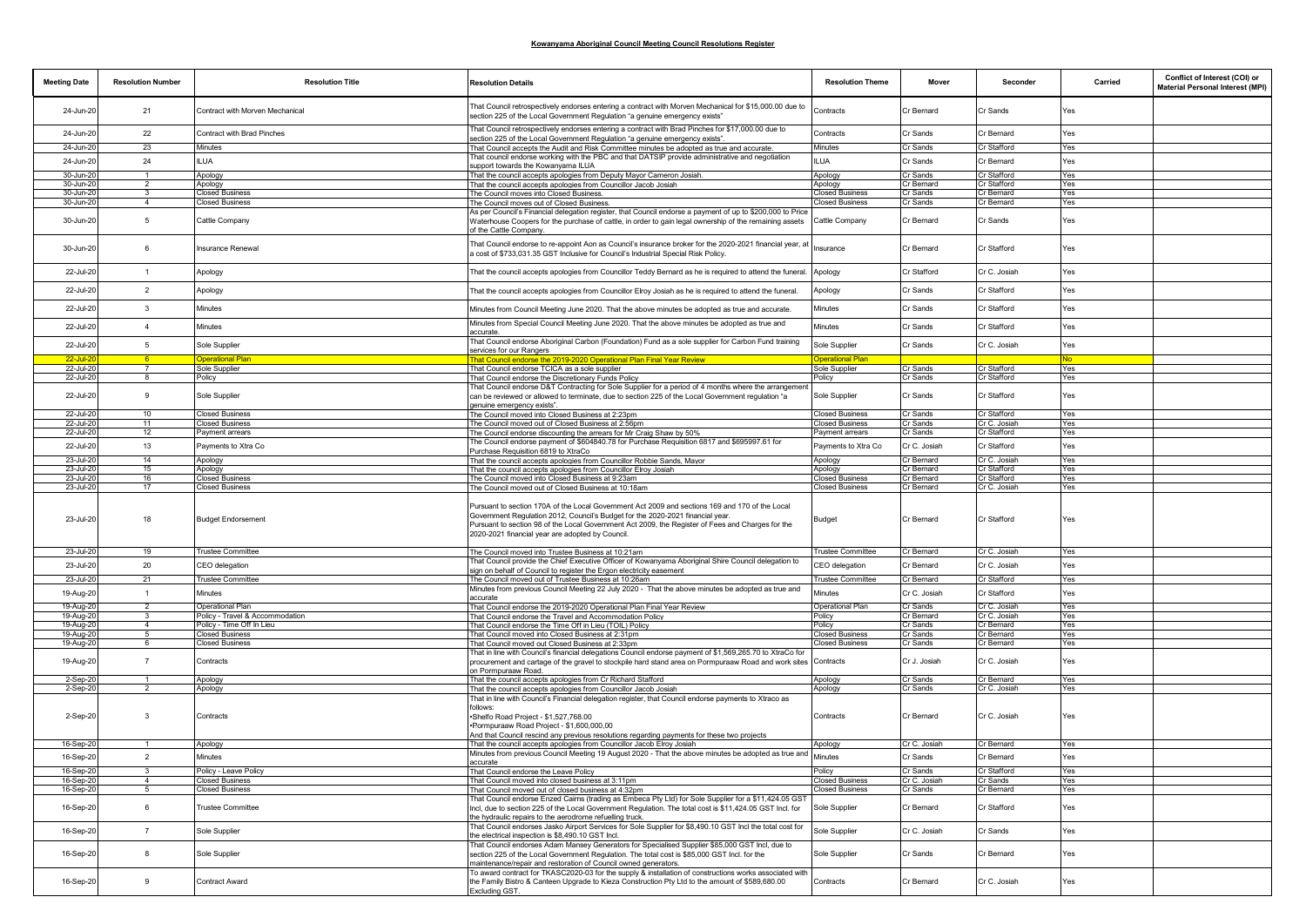# Kowanyama Aboriginal Council Meeting Council Resolutions Register

| Meeting Date | Resolution Number | Resolution Title | Resolution Details | Resolution Theme | Mover | Seconder | Carried | Conflict of Interest (COI) or Material Personal Interest (MPI) |
|---|---|---|---|---|---|---|---|---|
| 24-Jun-20 | 21 | Contract with Morven Mechanical | That Council retrospectively endorses entering a contract with Morven Mechanical for $15,000.00 due to section 225 of the Local Government Regulation "a genuine emergency exists" | Contracts | Cr Bernard | Cr Sands | Yes | |
| 24-Jun-20 | 22 | Contract with Brad Pinches | That Council retrospectively endorses entering a contract with Brad Pinches for $17,000.00 due to section 225 of the Local Government Regulation "a genuine emergency exists". | Contracts | Cr Sands | Cr Bernard | Yes | |
| 24-Jun-20 | 23 | Minutes | That Council accepts the Audit and Risk Committee minutes be adopted as true and accurate. | Minutes | Cr Sands | Cr Stafford | Yes | |
| 24-Jun-20 | 24 | ILUA | That council endorse working with the PBC and that DATSIP provide administrative and negotiation support towards the Kowanyama ILUA | ILUA | Cr Sands | Cr Bernard | Yes | |
| 30-Jun-20 | 1 | Apology | That the council accepts apologies from Deputy Mayor Cameron Josiah. | Apology | Cr Sands | Cr Stafford | Yes | |
| 30-Jun-20 | 2 | Apology | That the council accepts apologies from Councillor Jacob Josiah | Apology | Cr Bernard | Cr Stafford | Yes | |
| 30-Jun-20 | 3 | Closed Business | The Council moves into Closed Business. | Closed Business | Cr Sands | Cr Bernard | Yes | |
| 30-Jun-20 | 4 | Closed Business | The Council moves out of Closed Business. | Closed Business | Cr Sands | Cr Bernard | Yes | |
| 30-Jun-20 | 5 | Cattle Company | As per Council's Financial delegation register, that Council endorse a payment of up to $200,000 to Price Waterhouse Coopers for the purchase of cattle, in order to gain legal ownership of the remaining assets of the Cattle Company. | Cattle Company | Cr Bernard | Cr Sands | Yes | |
| 30-Jun-20 | 6 | Insurance Renewal | That Council endorse to re-appoint Aon as Council's insurance broker for the 2020-2021 financial year, at a cost of $733,031.35 GST Inclusive for Council's Industrial Special Risk Policy. | Insurance | Cr Bernard | Cr Stafford | Yes | |
| 22-Jul-20 | 1 | Apology | That the council accepts apologies from Councillor Teddy Bernard as he is required to attend the funeral. | Apology | Cr Stafford | Cr C. Josiah | Yes | |
| 22-Jul-20 | 2 | Apology | That the council accepts apologies from Councillor Elroy Josiah as he is required to attend the funeral. | Apology | Cr Sands | Cr Stafford | Yes | |
| 22-Jul-20 | 3 | Minutes | Minutes from Council Meeting June 2020. That the above minutes be adopted as true and accurate. | Minutes | Cr Sands | Cr Stafford | Yes | |
| 22-Jul-20 | 4 | Minutes | Minutes from Special Council Meeting June 2020. That the above minutes be adopted as true and accurate. | Minutes | Cr Sands | Cr Stafford | Yes | |
| 22-Jul-20 | 5 | Sole Supplier | That Council endorse Aboriginal Carbon (Foundation) Fund as a sole supplier for Carbon Fund training services for our Rangers | Sole Supplier | Cr Sands | Cr C. Josiah | Yes | |
| 22-Jul-20 | 6 | Operational Plan | That Council endorse the 2019-2020 Operational Plan Final Year Review | Operational Plan | | | No | |
| 22-Jul-20 | 7 | Sole Supplier | That Council endorse TCICA as a sole supplier | Sole Supplier | Cr Sands | Cr Stafford | Yes | |
| 22-Jul-20 | 8 | Policy | That Council endorse the Discretionary Funds Policy | Policy | Cr Sands | Cr Stafford | Yes | |
| 22-Jul-20 | 9 | Sole Supplier | That Council endorse D&T Contracting for Sole Supplier for a period of 4 months where the arrangement can be reviewed or allowed to terminate, due to section 225 of the Local Government regulation "a genuine emergency exists". | Sole Supplier | Cr Sands | Cr Stafford | Yes | |
| 22-Jul-20 | 10 | Closed Business | The Council moved into Closed Business at 2:23pm | Closed Business | Cr Sands | Cr Stafford | Yes | |
| 22-Jul-20 | 11 | Closed Business | The Council moved out of Closed Business at 2:56pm | Closed Business | Cr Sands | Cr C. Josiah | Yes | |
| 22-Jul-20 | 12 | Payment arrears | The Council endorse discounting the arrears for Mr Craig Shaw by 50% | Payment arrears | Cr Sands | Cr Stafford | Yes | |
| 22-Jul-20 | 13 | Payments to Xtra Co | The Council endorse payment of $604840.78 for Purchase Requisition 6817 and $695997.61 for Purchase Requisition 6819 to XtraCo | Payments to Xtra Co | Cr C. Josiah | Cr Stafford | Yes | |
| 23-Jul-20 | 14 | Apology | That the council accepts apologies from Councillor Robbie Sands, Mayor | Apology | Cr Bernard | Cr C. Josiah | Yes | |
| 23-Jul-20 | 15 | Apology | That the council accepts apologies from Councillor Elroy Josiah | Apology | Cr Bernard | Cr Stafford | Yes | |
| 23-Jul-20 | 16 | Closed Business | The Council moved into Closed Business at 9:23am | Closed Business | Cr Bernard | Cr Stafford | Yes | |
| 23-Jul-20 | 17 | Closed Business | The Council moved out of Closed Business at 10:18am | Closed Business | Cr Bernard | Cr C. Josiah | Yes | |
| 23-Jul-20 | 18 | Budget Endorsement | Pursuant to section 170A of the Local Government Act 2009 and sections 169 and 170 of the Local Government Regulation 2012, Council's Budget for the 2020-2021 financial year. Pursuant to section 98 of the Local Government Act 2009, the Register of Fees and Charges for the 2020-2021 financial year are adopted by Council. | Budget | Cr Bernard | Cr Stafford | Yes | |
| 23-Jul-20 | 19 | Trustee Committee | The Council moved into Trustee Business at 10:21am | Trustee Committee | Cr Bernard | Cr C. Josiah | Yes | |
| 23-Jul-20 | 20 | CEO delegation | That Council provide the Chief Executive Officer of Kowanyama Aboriginal Shire Council delegation to sign on behalf of Council to register the Ergon electricity easement | CEO delegation | Cr Bernard | Cr C. Josiah | Yes | |
| 23-Jul-20 | 21 | Trustee Committee | The Council moved out of Trustee Business at 10:26am | Trustee Committee | Cr Bernard | Cr Stafford | Yes | |
| 19-Aug-20 | 1 | Minutes | Minutes from previous Council Meeting 22 July 2020 - That the above minutes be adopted as true and accurate | Minutes | Cr C. Josiah | Cr Stafford | Yes | |
| 19-Aug-20 | 2 | Operational Plan | That Council endorse the 2019-2020 Operational Plan Final Year Review | Operational Plan | Cr Sands | Cr C. Josiah | Yes | |
| 19-Aug-20 | 3 | Policy - Travel & Accommodation | That Council endorse the Travel and Accommodation Policy | Policy | Cr Bernard | Cr C. Josiah | Yes | |
| 19-Aug-20 | 4 | Policy - Time Off In Lieu | That Council endorse the Time Off in Lieu (TOIL) Policy | Policy | Cr Sands | Cr Bernard | Yes | |
| 19-Aug-20 | 5 | Closed Business | That Council moved into Closed Business at 2:31pm | Closed Business | Cr Sands | Cr Bernard | Yes | |
| 19-Aug-20 | 6 | Closed Business | That Council moved out Closed Business at 2:33pm | Closed Business | Cr Sands | Cr Bernard | Yes | |
| 19-Aug-20 | 7 | Contracts | That in line with Council's financial delegations Council endorse payment of $1,569,265.70 to XtraCo for procurement and cartage of the gravel to stockpile hard stand area on Pormpuraaw Road and work sites on Pormpuraaw Road. | Contracts | Cr J. Josiah | Cr C. Josiah | Yes | |
| 2-Sep-20 | 1 | Apology | That the council accepts apologies from Cr Richard Stafford | Apology | Cr Sands | Cr Bernard | Yes | |
| 2-Sep-20 | 2 | Apology | That the council accepts apologies from Councillor Jacob Josiah | Apology | Cr Sands | Cr C. Josiah | Yes | |
| 2-Sep-20 | 3 | Contracts | That in line with Council's Financial delegation register, that Council endorse payments to Xtraco as follows:<br>•Shelfo Road Project - $1,527,768.00<br>•Pormpuraaw Road Project - $1,600,000,00<br>And that Council rescind any previous resolutions regarding payments for these two projects | Contracts | Cr Bernard | Cr C. Josiah | Yes | |
| 16-Sep-20 | 1 | Apology | That the council accepts apologies from Councillor Jacob Elroy Josiah | Apology | Cr C. Josiah | Cr Bernard | Yes | |
| 16-Sep-20 | 2 | Minutes | Minutes from previous Council Meeting 19 August 2020 - That the above minutes be adopted as true and accurate | Minutes | Cr Sands | Cr Bernard | Yes | |
| 16-Sep-20 | 3 | Policy - Leave Policy | That Council endorse the Leave Policy | Policy | Cr Sands | Cr Stafford | Yes | |
| 16-Sep-20 | 4 | Closed Business | That Council moved into closed business at 3:11pm | Closed Business | Cr C. Josiah | Cr Sands | Yes | |
| 16-Sep-20 | 5 | Closed Business | That Council moved out of closed business at 4:32pm | Closed Business | Cr Sands | Cr Bernard | Yes | |
| 16-Sep-20 | 6 | Trustee Committee | That Council endorse Enzed Cairns (trading as Embeca Pty Ltd) for Sole Supplier for a $11,424.05 GST Incl, due to section 225 of the Local Government Regulation. The total cost is $11,424.05 GST Incl. for the hydraulic repairs to the aerodrome refuelling truck. | Sole Supplier | Cr Bernard | Cr Stafford | Yes | |
| 16-Sep-20 | 7 | Sole Supplier | That Council endorses Jasko Airport Services for Sole Supplier for $8,490.10 GST Incl the total cost for the electrical inspection is $8,490.10 GST Incl. | Sole Supplier | Cr C. Josiah | Cr Sands | Yes | |
| 16-Sep-20 | 8 | Sole Supplier | That Council endorses Adam Mansey Generators for Specialised Supplier $85,000 GST Incl, due to section 225 of the Local Government Regulation. The total cost is $85,000 GST Incl. for the maintenance/repair and restoration of Council owned generators. | Sole Supplier | Cr Sands | Cr Bernard | Yes | |
| 16-Sep-20 | 9 | Contract Award | To award contract for TKASC2020-03 for the supply & installation of constructions works associated with the Family Bistro & Canteen Upgrade to Kieza Construction Pty Ltd to the amount of $589,680.00 Excluding GST. | Contracts | Cr Bernard | Cr C. Josiah | Yes | |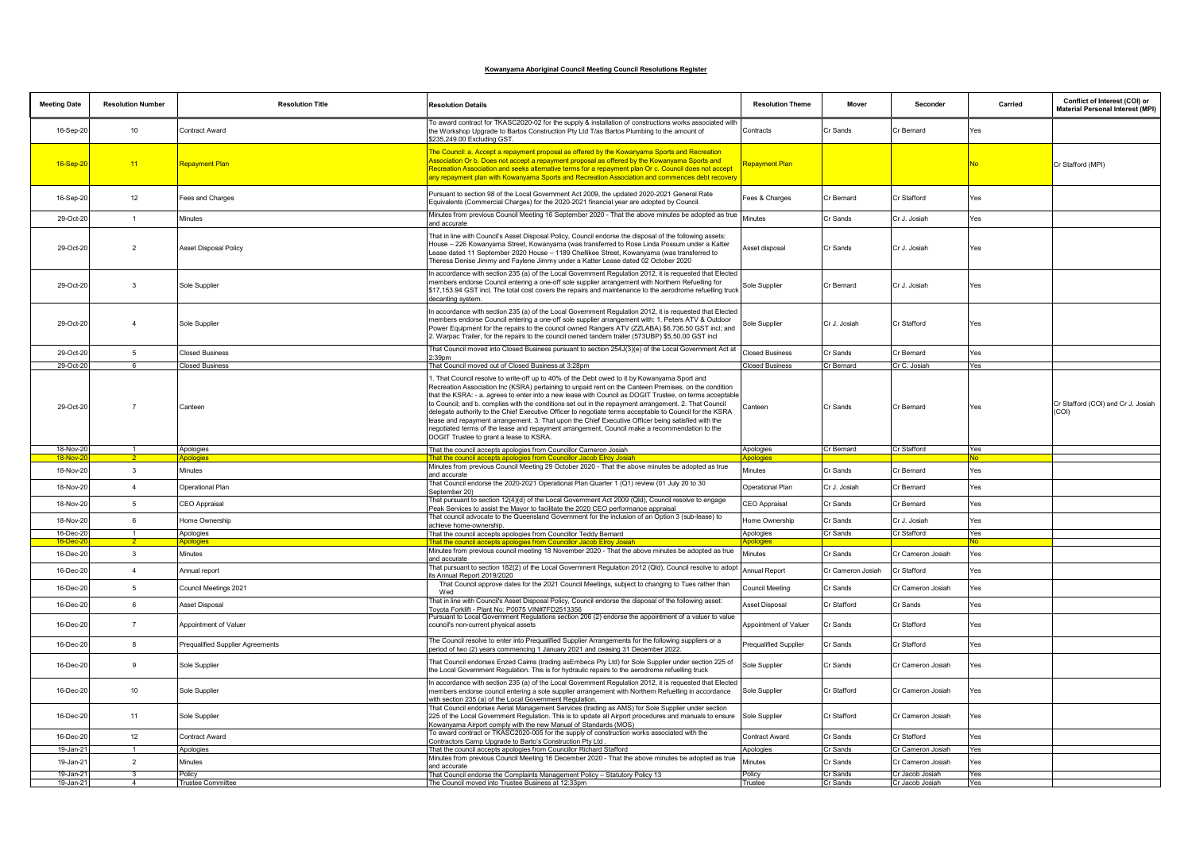**Kowanyama Aboriginal Council Meeting Council Resolutions Register**

| Meeting Date | Resolution Number | Resolution Title | Resolution Details | Resolution Theme | Mover | Seconder | Carried | Conflict of Interest (COI) or Material Personal Interest (MPI) |
|---|---|---|---|---|---|---|---|---|
| 16-Sep-20 | 10 | Contract Award | To award contract for TKASC2020-02 for the supply & installation of constructions works associated with the Workshop Upgrade to Bartos Construction Pty Ltd T/as Bartos Plumbing to the amount of $235,249.00 Excluding GST. | Contracts | Cr Sands | Cr Bernard | Yes | |
| 16-Sep-20 | 11 | Repayment Plan | The Council: a. Accept a repayment proposal as offered by the Kowanyama Sports and Recreation Association Or b. Does not accept a repayment proposal as offered by the Kowanyama Sports and Recreation Association and seeks alternative terms for a repayment plan Or c. Council does not accept any repayment plan with Kowanyama Sports and Recreation Association and commences debt recovery | Repayment Plan | | | No | Cr Stafford (MPI) |
| 16-Sep-20 | 12 | Fees and Charges | Pursuant to section 98 of the Local Government Act 2009, the updated 2020-2021 General Rate Equivalents (Commercial Charges) for the 2020-2021 financial year are adopted by Council. | Fees & Charges | Cr Bernard | Cr Stafford | Yes | |
| 29-Oct-20 | 1 | Minutes | Minutes from previous Council Meeting 16 September 2020 - That the above minutes be adopted as true and accurate | Minutes | Cr Sands | Cr J. Josiah | Yes | |
| 29-Oct-20 | 2 | Asset Disposal Policy | That in line with Council's Asset Disposal Policy, Council endorse the disposal of the following assets: House – 226 Kowanyama Street, Kowanyama (was transferred to Rose Linda Possum under a Katter Lease dated 11 September 2020 House – 1189 Chellikee Street, Kowanyama (was transferred to Theresa Denise Jimmy and Faylene Jimmy under a Katter Lease dated 02 October 2020 | Asset disposal | Cr Sands | Cr J. Josiah | Yes | |
| 29-Oct-20 | 3 | Sole Supplier | In accordance with section 235 (a) of the Local Government Regulation 2012, it is requested that Elected members endorse Council entering a one-off sole supplier arrangement with Northern Refuelling for $17,153.94 GST incl. The total cost covers the repairs and maintenance to the aerodrome refuelling truck decanting system. | Sole Supplier | Cr Bernard | Cr J. Josiah | Yes | |
| 29-Oct-20 | 4 | Sole Supplier | In accordance with section 235 (a) of the Local Government Regulation 2012, it is requested that Elected members endorse Council entering a one-off sole supplier arrangement with: 1. Peters ATV & Outdoor Power Equipment for the repairs to the council owned Rangers ATV (ZZLABA) $6,736.50 GST incl; and 2. Warpac Trailer, for the repairs to the council owned tandem trailer (573UBP) $5,50.00 GST incl | Sole Supplier | Cr J. Josiah | Cr Stafford | Yes | |
| 29-Oct-20 | 5 | Closed Business | That Council moved into Closed Business pursuant to section 254J(3)(e) of the Local Government Act at 2:39pm | Closed Business | Cr Sands | Cr Bernard | Yes | |
| 29-Oct-20 | 6 | Closed Business | That Council moved out of Closed Business at 3:28pm | Closed Business | Cr Bernard | Cr C. Josiah | Yes | |
| 29-Oct-20 | 7 | Canteen | 1. That Council resolve to write-off up to 40% of the Debt owed to it by Kowanyama Sport and Recreation Association Inc (KSRA) pertaining to unpaid rent on the Canteen Premises, on the condition that the KSRA: - a. agrees to enter into a new lease with Council as DOGIT Trustee, on terms acceptable to Council; and b. complies with the conditions set out in the repayment arrangement. 2. That Council delegate authority to the Chief Executive Officer to negotiate terms acceptable to Council for the KSRA lease and repayment arrangement. 3. That upon the Chief Executive Officer being satisfied with the negotiated terms of the lease and repayment arrangement, Council make a recommendation to the DOGIT Trustee to grant a lease to KSRA. | Canteen | Cr Sands | Cr Bernard | Yes | Cr Stafford (COI) and Cr J. Josiah (COI) |
| 18-Nov-20 | 1 | Apologies | That the council accepts apologies from Councillor Cameron Josiah | Apologies | Cr Bernard | Cr Stafford | Yes | |
| 18-Nov-20 | 2 | Apologies | That the council accepts apologies from Councillor Jacob Elroy Josiah | Apologies | | | No | |
| 18-Nov-20 | 3 | Minutes | Minutes from previous Council Meeting 29 October 2020 - That the above minutes be adopted as true and accurate | Minutes | Cr Sands | Cr Bernard | Yes | |
| 18-Nov-20 | 4 | Operational Plan | That Council endorse the 2020-2021 Operational Plan Quarter 1 (Q1) review (01 July 20 to 30 September 20) | Operational Plan | Cr J. Josiah | Cr Bernard | Yes | |
| 18-Nov-20 | 5 | CEO Appraisal | That pursuant to section 12(4)(d) of the Local Government Act 2009 (Qld), Council resolve to engage Peak Services to assist the Mayor to facilitate the 2020 CEO performance appraisal | CEO Appraisal | Cr Sands | Cr Bernard | Yes | |
| 18-Nov-20 | 6 | Home Ownership | That council advocate to the Queensland Government for the inclusion of an Option 3 (sub-lease) to achieve home-ownership. | Home Ownership | Cr Sands | Cr J. Josiah | Yes | |
| 16-Dec-20 | 1 | Apologies | That the council accepts apologies from Councillor Teddy Bernard | Apologies | Cr Sands | Cr Stafford | Yes | |
| 16-Dec-20 | 2 | Apologies | That the council accepts apologies from Councillor Jacob Elroy Josiah | Apologies | | | No | |
| 16-Dec-20 | 3 | Minutes | Minutes from previous council meeting 18 November 2020 - That the above minutes be adopted as true and accurate | Minutes | Cr Sands | Cr Cameron Josiah | Yes | |
| 16-Dec-20 | 4 | Annual report | That pursuant to section 182(2) of the Local Government Regulation 2012 (Qld), Council resolve to adopt its Annual Report 2019/2020 | Annual Report | Cr Cameron Josiah | Cr Stafford | Yes | |
| 16-Dec-20 | 5 | Council Meetings 2021 | That Council approve dates for the 2021 Council Meetings, subject to changing to Tues rather than Wed | Council Meeting | Cr Sands | Cr Cameron Josiah | Yes | |
| 16-Dec-20 | 6 | Asset Disposal | That in line with Council's Asset Disposal Policy, Council endorse the disposal of the following asset: Toyota Forklift - Plant No: P0075 VIN#7FD2513356 | Asset Disposal | Cr Stafford | Cr Sands | Yes | |
| 16-Dec-20 | 7 | Appointment of Valuer | Pursuant to Local Government Regulations section 206 (2) endorse the appointment of a valuer to value council's non-current physical assets | Appointment of Valuer | Cr Sands | Cr Stafford | Yes | |
| 16-Dec-20 | 8 | Prequalified Supplier Agreements | The Council resolve to enter into Prequalified Supplier Arrangements for the following suppliers or a period of two (2) years commencing 1 January 2021 and ceasing 31 December 2022. | Prequalified Supplier | Cr Sands | Cr Stafford | Yes | |
| 16-Dec-20 | 9 | Sole Supplier | That Council endorses Enzed Cairns (trading asEmbeca Pty Ltd) for Sole Supplier under section 225 of the Local Government Regulation. This is for hydraulic repairs to the aerodrome refuelling truck | Sole Supplier | Cr Sands | Cr Cameron Josiah | Yes | |
| 16-Dec-20 | 10 | Sole Supplier | In accordance with section 235 (a) of the Local Government Regulation 2012, it is requested that Elected members endorse council entering a sole supplier arrangement with Northern Refuelling in accordance with section 235 (a) of the Local Government Regulation. | Sole Supplier | Cr Stafford | Cr Cameron Josiah | Yes | |
| 16-Dec-20 | 11 | Sole Supplier | That Council endorses Aerial Management Services (trading as AMS) for Sole Supplier under section 225 of the Local Government Regulation. This is to update all Airport procedures and manuals to ensure Kowanyama Airport comply with the new Manual of Standards (MOS) | Sole Supplier | Cr Stafford | Cr Cameron Josiah | Yes | |
| 16-Dec-20 | 12 | Contract Award | To award contract or TKASC2020-005 for the supply of construction works associated with the Contractors Camp Upgrade to Barto's Construction Pty Ltd . | Contract Award | Cr Sands | Cr Stafford | Yes | |
| 19-Jan-21 | 1 | Apologies | That the council accepts apologies from Councillor Richard Stafford | Apologies | Cr Sands | Cr Cameron Josiah | Yes | |
| 19-Jan-21 | 2 | Minutes | Minutes from previous Council Meeting 16 December 2020 - That the above minutes be adopted as true and accurate | Minutes | Cr Sands | Cr Cameron Josiah | Yes | |
| 19-Jan-21 | 3 | Policy | That Council endorse the Complaints Management Policy – Statutory Policy 13 | Policy | Cr Sands | Cr Jacob Josiah | Yes | |
| 19-Jan-21 | 4 | Trustee Committee | The Council moved into Trustee Business at 12:33pm | Trustee | Cr Sands | Cr Jacob Josiah | Yes | |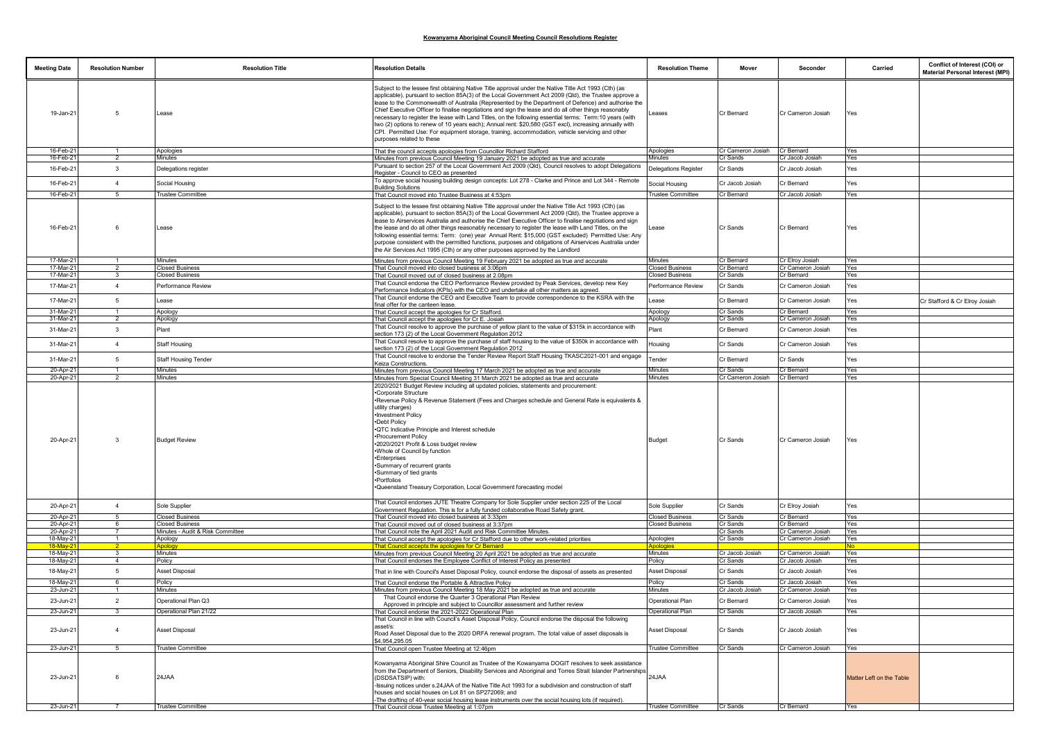# Kowanyama Aboriginal Council Meeting Council Resolutions Register

| Meeting Date | Resolution Number | Resolution Title | Resolution Details | Resolution Theme | Mover | Seconder | Carried | Conflict of Interest (COI) or Material Personal Interest (MPI) |
|---|---|---|---|---|---|---|---|---|
| 19-Jan-21 | 5 | Lease | Subject to the lessee first obtaining Native Title approval under the Native Title Act 1993 (Cth) (as applicable), pursuant to section 85A(3) of the Local Government Act 2009 (Qld), the Trustee approve a lease to the Commonwealth of Australia (Represented by the Department of Defence) and authorise the Chief Executive Officer to finalise negotiations and sign the lease and do all other things reasonably necessary to register the lease with Land Titles, on the following essential terms: Term:10 years (with two (2) options to renew of 10 years each); Annual rent: $20,580 (GST excl), increasing annually with CPI. Permitted Use: For equipment storage, training, accommodation, vehicle servicing and other purposes related to these | Leases | Cr Bernard | Cr Cameron Josiah | Yes | |
| 16-Feb-21 | 1 | Apologies | That the council accepts apologies from Councillor Richard Stafford | Apologies | Cr Cameron Josiah | Cr Bernard | Yes | |
| 16-Feb-21 | 2 | Minutes | Minutes from previous Council Meeting 19 January 2021 be adopted as true and accurate | Minutes | Cr Sands | Cr Jacob Josiah | Yes | |
| 16-Feb-21 | 3 | Delegations register | Pursuant to section 257 of the Local Government Act 2009 (Qld), Council resolves to adopt Delegations Register - Council to CEO as presented | Delegations Register | Cr Sands | Cr Jacob Josiah | Yes | |
| 16-Feb-21 | 4 | Social Housing | To approve social housing building design concepts: Lot 278 - Clarke and Prince and Lot 344 - Remote Building Solutions | Social Housing | Cr Jacob Josiah | Cr Bernard | Yes | |
| 16-Feb-21 | 5 | Trustee Committee | That Council moved into Trustee Business at 4:53pm | Trustee Committee | Cr Bernard | Cr Jacob Josiah | Yes | |
| 16-Feb-21 | 6 | Lease | Subject to the lessee first obtaining Native Title approval under the Native Title Act 1993 (Cth) (as applicable), pursuant to section 85A(3) of the Local Government Act 2009 (Qld), the Trustee approve a lease to Airservices Australia and authorise the Chief Executive Officer to finalise negotiations and sign the lease and do all other things reasonably necessary to register the lease with Land Titles, on the following essential terms: Term: (one) year Annual Rent: $15,000 (GST excluded) Permitted Use: Any purpose consistent with the permitted functions, purposes and obligations of Airservices Australia under the Air Services Act 1995 (Cth) or any other purposes approved by the Landlord | Lease | Cr Sands | Cr Bernard | Yes | |
| 17-Mar-21 | 1 | Minutes | Minutes from previous Council Meeting 19 February 2021 be adopted as true and accurate | Minutes | Cr Bernard | Cr Elroy Josiah | Yes | |
| 17-Mar-21 | 2 | Closed Business | That Council moved into closed business at 3:06pm | Closed Business | Cr Bernard | Cr Cameron Josiah | Yes | |
| 17-Mar-21 | 3 | Closed Business | That Council moved out of closed business at 2.08pm | Closed Business | Cr Sands | Cr Bernard | Yes | |
| 17-Mar-21 | 4 | Performance Review | That Council endorse the CEO Performance Review provided by Peak Services, develop new Key Performance Indicators (KPIs) with the CEO and undertake all other matters as agreed. | Performance Review | Cr Sands | Cr Cameron Josiah | Yes | |
| 17-Mar-21 | 5 | Lease | That Council endorse the CEO and Executive Team to provide correspondence to the KSRA with the final offer for the canteen lease. | Lease | Cr Bernard | Cr Cameron Josiah | Yes | Cr Stafford & Cr Elroy Josiah |
| 31-Mar-21 | 1 | Apology | That Council accept the apologies for Cr Stafford. | Apology | Cr Sands | Cr Bernard | Yes | |
| 31-Mar-21 | 2 | Apology | That Council accept the apologies for Cr E. Josiah | Apology | Cr Sands | Cr Cameron Josiah | Yes | |
| 31-Mar-21 | 3 | Plant | That Council resolve to approve the purchase of yellow plant to the value of $315k in accordance with section 173 (2) of the Local Government Regulation 2012 | Plant | Cr Bernard | Cr Cameron Josiah | Yes | |
| 31-Mar-21 | 4 | Staff Housing | That Council resolve to approve the purchase of staff housing to the value of $350k in accordance with section 173 (2) of the Local Government Regulation 2012 | Housing | Cr Sands | Cr Cameron Josiah | Yes | |
| 31-Mar-21 | 5 | Staff Housing Tender | That Council resolve to endorse the Tender Review Report Staff Housing TKASC2021-001 and engage Keiza Constructions. | Tender | Cr Bernard | Cr Sands | Yes | |
| 20-Apr-21 | 1 | Minutes | Minutes from previous Council Meeting 17 March 2021 be adopted as true and accurate | Minutes | Cr Sands | Cr Bernard | Yes | |
| 20-Apr-21 | 2 | Minutes | Minutes from Special Council Meeting 31 March 2021 be adopted as true and accurate | Minutes | Cr Cameron Josiah | Cr Bernard | Yes | |
| 20-Apr-21 | 3 | Budget Review | 2020/2021 Budget Review including all updated policies, statements and procurement:<br>•Corporate Structure<br>•Revenue Policy & Revenue Statement (Fees and Charges schedule and General Rate is equivalents & utility charges)<br>•Investment Policy<br>•Debt Policy<br>•QTC Indicative Principle and Interest schedule<br>•Procurement Policy<br>•2020/2021 Profit & Loss budget review<br>•Whole of Council by function<br>•Enterprises<br>•Summary of recurrent grants<br>•Summary of tied grants<br>•Portfolios<br>•Queensland Treasury Corporation, Local Government forecasting model | Budget | Cr Sands | Cr Cameron Josiah | Yes | |
| 20-Apr-21 | 4 | Sole Supplier | That Council endorses JUTE Theatre Company for Sole Supplier under section 225 of the Local Government Regulation. This is for a fully funded collaborative Road Safety grant. | Sole Supplier | Cr Sands | Cr Elroy Josiah | Yes | |
| 20-Apr-21 | 5 | Closed Business | That Council moved into closed business at 3:33pm | Closed Business | Cr Sands | Cr Bernard | Yes | |
| 20-Apr-21 | 6 | Closed Business | That Council moved out of closed business at 3:37pm | Closed Business | Cr Sands | Cr Bernard | Yes | |
| 20-Apr-21 | 7 | Minutes - Audit & Risk Committee | That Council note the April 2021 Audit and Risk Committee Minutes. | | Cr Sands | Cr Cameron Josiah | Yes | |
| 18-May-21 | 1 | Apology | That Council accept the apologies for Cr Stafford due to other work-related priorities | Apologies | Cr Sands | Cr Cameron Josiah | Yes | |
| 18-May-21 | 2 | Apology | That Council accepts the apologies for Cr Bernard | Apologies | | | No | |
| 18-May-21 | 3 | Minutes | Minutes from previous Council Meeting 20 April 2021 be adopted as true and accurate | Minutes | Cr Jacob Josiah | Cr Cameron Josiah | Yes | |
| 18-May-21 | 4 | Policy | That Council endorses the Employee Conflict of Interest Policy as presented | Policy | Cr Sands | Cr Jacob Josiah | Yes | |
| 18-May-21 | 5 | Asset Disposal | That in line with Council's Asset Disposal Policy, council endorse the disposal of assets as presented | Asset Disposal | Cr Sands | Cr Jacob Josiah | Yes | |
| 18-May-21 | 6 | Policy | That Council endorse the Portable & Attractive Policy | Policy | Cr Sands | Cr Jacob Josiah | Yes | |
| 23-Jun-21 | 1 | Minutes | Minutes from previous Council Meeting 18 May 2021 be adopted as true and accurate | Minutes | Cr Jacob Josiah | Cr Cameron Josiah | Yes | |
| 23-Jun-21 | 2 | Operational Plan Q3 | That Council endorse the Quarter 3 Operational Plan Review<br>Approved in principle and subject to Councillor assessment and further review | Operational Plan | Cr Bernard | Cr Cameron Josiah | Yes | |
| 23-Jun-21 | 3 | Operational Plan 21/22 | That Council endorse the 2021-2022 Operational Plan | Operational Plan | Cr Sands | Cr Jacob Josiah | Yes | |
| 23-Jun-21 | 4 | Asset Disposal | That Council in line with Council's Asset Disposal Policy, Council endorse the disposal the following asset/s:<br>Road Asset Disposal due to the 2020 DRFA renewal program. The total value of asset disposals is $4,954,295.05 | Asset Disposal | Cr Sands | Cr Jacob Josiah | Yes | |
| 23-Jun-21 | 5 | Trustee Committee | That Council open Trustee Meeting at 12:46pm | Trustee Committee | Cr Sands | Cr Cameron Josiah | Yes | |
| 23-Jun-21 | 6 | 24JAA | Kowanyama Aboriginal Shire Council as Trustee of the Kowanyama DOGIT resolves to seek assistance from the Department of Seniors, Disability Services and Aboriginal and Torres Strait Islander Partnerships (DSDSATSIP) with:<br>-Issuing notices under s.24JAA of the Native Title Act 1993 for a subdivision and construction of staff houses and social houses on Lot 81 on SP272069; and<br>-The drafting of 40-year social housing lease instruments over the social housing lots (if required). | 24JAA | | | Matter Left on the Table | |
| 23-Jun-21 | 7 | Trustee Committee | That Council close Trustee Meeting at 1:07pm | Trustee Committee | Cr Sands | Cr Bernard | Yes | |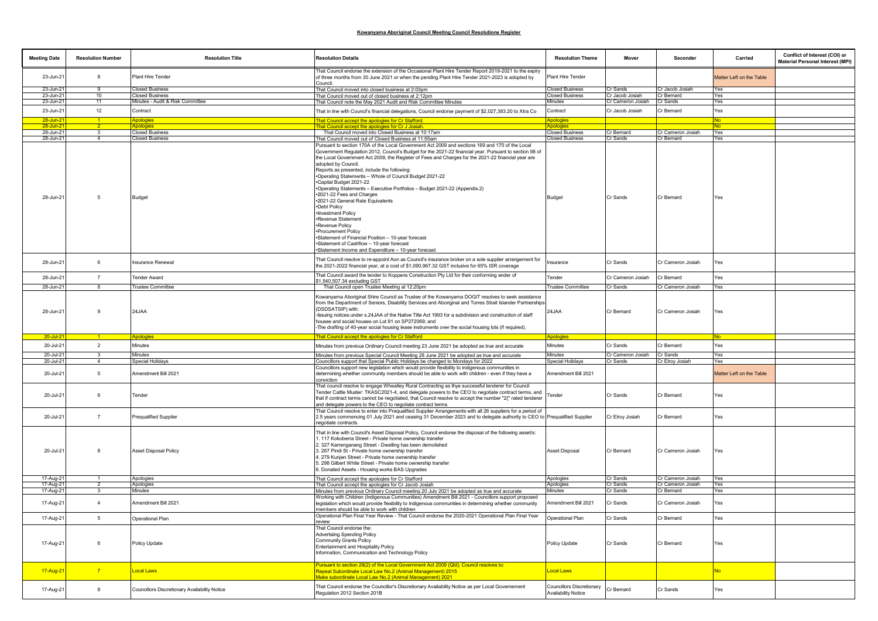## Kowanyama Aboriginal Council Meeting Council Resolutions Register

| Meeting Date | Resolution Number | Resolution Title | Resolution Details | Resolution Theme | Mover | Seconder | Carried | Conflict of Interest (COI) or Material Personal Interest (MPI) |
|---|---|---|---|---|---|---|---|---|
| 23-Jun-21 | 8 | Plant Hire Tender | That Council endorse the extension of the Occasional Plant Hire Tender Report 2019-2021 to the expiry of three months from 30 June 2021 or when the pending Plant Hire Tender 2021-2023 is adopted by Council. | Plant Hire Tender | | | Matter Left on the Table | |
| 23-Jun-21 | 9 | Closed Business | That Council moved into closed business at 2:03pm | Closed Business | Cr Sands | Cr Jacob Josiah | Yes | |
| 23-Jun-21 | 10 | Closed Business | That Council moved out of closed business at 2:12pm | Closed Business | Cr Jacob Josiah | Cr Bernard | Yes | |
| 23-Jun-21 | 11 | Minutes - Audit & Risk Committee | That Council note the May 2021 Audit and Risk Committee Minutes | Minutes | Cr Cameron Josiah | Cr Sands | Yes | |
| 23-Jun-21 | 12 | Contract | That in line with Council's financial delegations, Council endorse payment of $2,027,383.20 to Xtra Co | Contract | Cr Jacob Josiah | Cr Bernard | Yes | |
| 28-Jun-21 | 1 | Apologies | That Council accept the apologies for Cr Stafford. | Apologies | | | No | |
| 28-Jun-21 | 2 | Apologies | That Council accept the apologies for Cr J Josiah. | Apologies | | | No | |
| 28-Jun-21 | 3 | Closed Business | That Council moved into Closed Business at 10:17am | Closed Business | Cr Bernard | Cr Cameron Josiah | Yes | |
| 28-Jun-21 | 4 | Closed Business | That Council moved out of Closed Business at 11:55am | Closed Business | Cr Sands | Cr Bernard | Yes | |
| 28-Jun-21 | 5 | Budget | Pursuant to section 170A of the Local Government Act 2009 and sections 169 and 170 of the Local Government Regulation 2012, Council's Budget for the 2021-22 financial year. Pursuant to section 98 of the Local Government Act 2009, the Register of Fees and Charges for the 2021-22 financial year are adopted by Council.<br>Reports as presented, include the following:<br>•Operating Statements – Whole of Council Budget 2021-22<br>•Capital Budget 2021-22<br>•Operating Statements – Executive Portfolios – Budget 2021-22 (Appendix.2)<br>•2021-22 Fees and Charges<br>•2021-22 General Rate Equivalents<br>•Debt Policy<br>•Investment Policy<br>•Revenue Statement<br>•Revenue Policy<br>•Procurement Policy<br>•Statement of Financial Position – 10-year forecast<br>•Statement of Cashflow – 10-year forecast<br>•Statement Income and Expenditure – 10-year forecast | Budget | Cr Sands | Cr Bernard | Yes | |
| 28-Jun-21 | 6 | Insurance Renewal | That Council resolve to re-appoint Aon as Council's insurance broker on a sole supplier arrangement for the 2021-2022 financial year, at a cost of $1,090,967.32 GST inclusive for 65% ISR coverage | Insurance | Cr Sands | Cr Cameron Josiah | Yes | |
| 28-Jun-21 | 7 | Tender Award | That Council award the tender to Koppens Construction Pty Ltd for their conforming ender of $1,540,507.34 excluding GST | Tender | Cr Cameron Josiah | Cr Bernard | Yes | |
| 28-Jun-21 | 8 | Trustee Committee | That Council open Trustee Meeting at 12:20pm | Trustee Committee | Cr Sands | Cr Cameron Josiah | Yes | |
| 28-Jun-21 | 9 | 24JAA | Kowanyama Aboriginal Shire Council as Trustee of the Kowanyama DOGIT resolves to seek assistance from the Department of Seniors, Disability Services and Aboriginal and Torres Strait Islander Partnerships (DSDSATSIP) with:<br>-Issuing notices under s.24JAA of the Native Title Act 1993 for a subdivision and construction of staff houses and social houses on Lot 81 on SP272069; and<br>-The drafting of 40-year social housing lease instruments over the social housing lots (if required). | 24JAA | Cr Bernard | Cr Cameron Josiah | Yes | |
| 20-Jul-21 | 1 | Apologies | That Council accept the apologies for Cr Stafford | Apologies | | | No | |
| 20-Jul-21 | 2 | Minutes | Minutes from previous Ordinary Council meeting 23 June 2021 be adopted as true and accurate | Minutes | Cr Sands | Cr Bernard | Yes | |
| 20-Jul-21 | 3 | Minutes | Minutes from previous Special Council Meeting 28 June 2021 be adopted as true and accurate | Minutes | Cr Cameron Josiah | Cr Sands | Yes | |
| 20-Jul-21 | 4 | Special Holidays | Councillors support that Special Public Holidays be changed to Mondays for 2022 | Special Holidays | Cr Sands | Cr Elroy Josiah | Yes | |
| 20-Jul-21 | 5 | Amendment Bill 2021 | Councillors support new legislation which would provide flexibility to indigenous communities in determining whether community members should be able to work with children - even if they have a conviction | Amendment Bill 2021 | | | Matter Left on the Table | |
| 20-Jul-21 | 6 | Tender | That council resolve to engage Wheatley Rural Contracting as thye successful tenderer for Council Tender Cattle Muster: TKASC2021-4, and delegate powers to the CEO to negotiate contract terms, and that if contract terms cannot be negotiated, that Council resolve to accept the number "2{" rated tenderer and delegate powers to the CEO to negotiate contract terms. | Tender | Cr Sands | Cr Bernard | Yes | |
| 20-Jul-21 | 7 | Prequalified Supplier | That Council resolve to enter into Prequalified Supplier Arrangements with all 26 suppliers for a period of 2.5 years commencing 01 July 2021 and ceasing 31 December 2023 and to delegate authority to CEO to negotiate contracts. | Prequalified Supplier | Cr Elroy Josiah | Cr Bernard | Yes | |
| 20-Jul-21 | 8 | Asset Disposal Policy | That in line with Council's Asset Disposal Policy, Council endorse the disposal of the following asset/s:<br>1. 117 Kokoberra Street - Private home ownership transfer<br>2. 327 Karrenganang Street - Dwelling has been demolished<br>3. 267 Pindi St - Private home ownership transfer<br>4. 279 Kunjen Street - Private home ownership transfer<br>5. 298 Gilbert White Street - Private home ownership transfer<br>6. Donated Assets - Housing works BAS Upgrades | Asset Disposal | Cr Bernard | Cr Cameron Josiah | Yes | |
| 17-Aug-21 | 1 | Apologies | That Council accept the apologies for Cr Stafford | Apologies | Cr Sands | Cr Cameron Josiah | Yes | |
| 17-Aug-21 | 2 | Apologies | That Council accept the apologies for Cr Jacob Josiah | Apologies | Cr Sands | Cr Cameron Josiah | Yes | |
| 17-Aug-21 | 3 | Minutes | Minutes from previous Ordinary Council meeting 20 July 2021 be adopted as true and accurate | Minutes | Cr Sands | Cr Bernard | Yes | |
| 17-Aug-21 | 4 | Amendment Bill 2021 | Working with Children (Indigenous Communities) Amendment Bill 2021 - Councillors support proposed legislation which would provide flexibility to Indigenous communities in determining whether community members should be able to work with children | Amendment Bill 2021 | Cr Sands | Cr Cameron Josiah | Yes | |
| 17-Aug-21 | 5 | Operational Plan | Operational Plan Final Year Review - That Council endorse the 2020-2021 Operational Plan Final Year review | Operational Plan | Cr Sands | Cr Bernard | Yes | |
| 17-Aug-21 | 6 | Policy Update | That Council endorse the:<br>Advertsiing Spending Policy<br>Community Grants Policy<br>Entertainment and Hospitality Policy<br>Information, Communication and Technology Policy | Policy Update | Cr Sands | Cr Bernard | Yes | |
| 17-Aug-21 | 7 | Local Laws | Pursuant to section 29(2) of the Local Government Act 2009 (Qld), Council resolves to:<br>Repeal Subordinate Local Law No.2 (Animal Management) 2015<br>Make subordinate Local Law No.2 (Animal Management) 2021 | Local Laws | | | No | |
| 17-Aug-21 | 8 | Councillors Discretionary Availability Notice | That Council endorse the Councillor's Discretionary Availability Notice as per Local Governement Regulation 2012 Section 201B | Councillors Discretionary Availability Notice | Cr Bernard | Cr Sands | Yes | |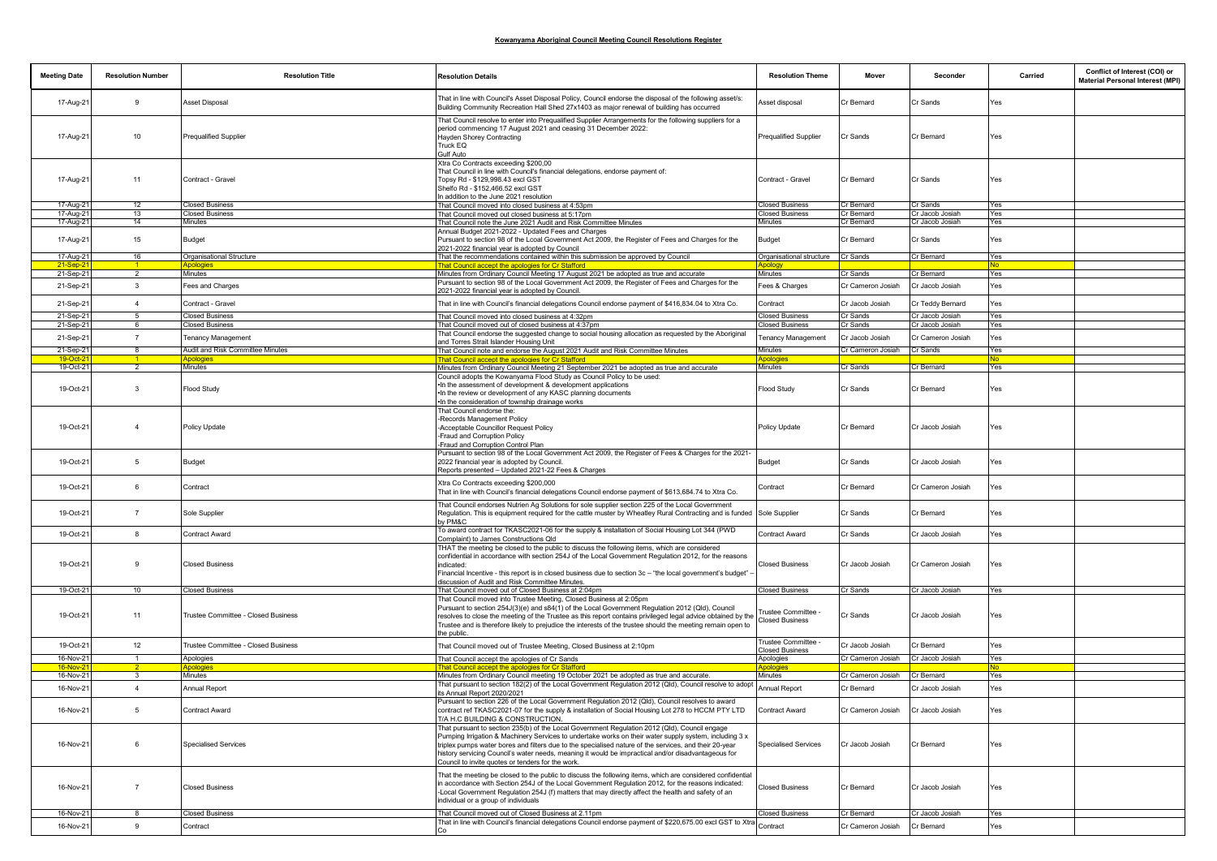**Kowanyama Aboriginal Council Meeting Council Resolutions Register**

| Meeting Date | Resolution Number | Resolution Title | Resolution Details | Resolution Theme | Mover | Seconder | Carried | Conflict of Interest (COI) or Material Personal Interest (MPI) |
|---|---|---|---|---|---|---|---|---|
| 17-Aug-21 | 9 | Asset Disposal | That in line with Council's Asset Disposal Policy, Council endorse the disposal of the following asset/s: Building Community Recreation Hall Shed 27x1403 as major renewal of building has occurred | Asset disposal | Cr Bernard | Cr Sands | Yes | |
| 17-Aug-21 | 10 | Prequalified Supplier | That Council resolve to enter into Prequalified Supplier Arrangements for the following suppliers for a period commencing 17 August 2021 and ceasing 31 December 2022:<br>Hayden Shorey Contracting<br>Truck EQ<br>Gulf Auto | Prequalified Supplier | Cr Sands | Cr Bernard | Yes | |
| 17-Aug-21 | 11 | Contract - Gravel | Xtra Co Contracts exceeding $200,00<br>That Council in line with Council's financial delegations, endorse payment of:<br>Topsy Rd - $129,998.43 excl GST<br>Shelfo Rd - $152,466.52 excl GST<br>In addition to the June 2021 resolution | Contract - Gravel | Cr Bernard | Cr Sands | Yes | |
| 17-Aug-21 | 12 | Closed Business | That Council moved into closed business at 4:53pm | Closed Business | Cr Bernard | Cr Sands | Yes | |
| 17-Aug-21 | 13 | Closed Business | That Council moved out closed business at 5:17pm | Closed Business | Cr Bernard | Cr Jacob Josiah | Yes | |
| 17-Aug-21 | 14 | Minutes | That Council note the June 2021 Audit and Risk Committee Minutes | Minutes | Cr Bernard | Cr Jacob Josiah | Yes | |
| 17-Aug-21 | 15 | Budget | Annual Budget 2021-2022 - Updated Fees and Charges<br>Pursuant to section 98 of the Lcoal Government Act 2009, the Register of Fees and Charges for the 2021-2022 financial year is adopted by Council | Budget | Cr Bernard | Cr Sands | Yes | |
| 17-Aug-21 | 16 | Organisational Structure | That the recommendations contained within this submission be approved by Council | Organisational structure | Cr Sands | Cr Bernard | Yes | |
| 21-Sep-21 | 1 | Apologies | That Council accept the apologies for Cr Stafford | Apology | | | No | |
| 21-Sep-21 | 2 | Minutes | Minutes from Ordinary Council Meeting 17 August 2021 be adopted as true and accurate | Minutes | Cr Sands | Cr Bernard | Yes | |
| 21-Sep-21 | 3 | Fees and Charges | Pursuant to section 98 of the Local Government Act 2009, the Register of Fees and Charges for the 2021-2022 financial year is adopted by Council. | Fees & Charges | Cr Cameron Josiah | Cr Jacob Josiah | Yes | |
| 21-Sep-21 | 4 | Contract - Gravel | That in line with Council's financial delegations Council endorse payment of $416,834.04 to Xtra Co. | Contract | Cr Jacob Josiah | Cr Teddy Bernard | Yes | |
| 21-Sep-21 | 5 | Closed Business | That Council moved into closed business at 4:32pm | Closed Business | Cr Sands | Cr Jacob Josiah | Yes | |
| 21-Sep-21 | 6 | Closed Business | That Council moved out of closed business at 4:37pm | Closed Business | Cr Sands | Cr Jacob Josiah | Yes | |
| 21-Sep-21 | 7 | Tenancy Management | That Council endorse the suggested change to social housing allocation as requested by the Aboriginal and Torres Strait Islander Housing Unit | Tenancy Management | Cr Jacob Josiah | Cr Cameron Josiah | Yes | |
| 21-Sep-21 | 8 | Audit and Risk Committee Minutes | That Council note and endorse the August 2021 Audit and Risk Committee Minutes | Minutes | Cr Cameron Josiah | Cr Sands | Yes | |
| 19-Oct-21 | 1 | Apologies | That Council accept the apologies for Cr Stafford | Apologies | | | No | |
| 19-Oct-21 | 2 | Minutes | Minutes from Ordinary Council Meeting 21 September 2021 be adopted as true and accurate | Minutes | Cr Sands | Cr Bernard | Yes | |
| 19-Oct-21 | 3 | Flood Study | Council adopts the Kowanyama Flood Study as Council Policy to be used:<br>•In the assessment of development & development applications<br>•In the review or development of any KASC planning documents<br>•In the consideration of township drainage works | Flood Study | Cr Sands | Cr Bernard | Yes | |
| 19-Oct-21 | 4 | Policy Update | That Council endorse the:<br>-Records Management Policy<br>-Acceptable Councillor Request Policy<br>-Fraud and Corruption Policy<br>-Fraud and Corruption Control Plan | Policy Update | Cr Bernard | Cr Jacob Josiah | Yes | |
| 19-Oct-21 | 5 | Budget | Pursuant to section 98 of the Local Government Act 2009, the Register of Fees & Charges for the 2021-2022 financial year is adopted by Council.<br>Reports presented – Updated 2021-22 Fees & Charges | Budget | Cr Sands | Cr Jacob Josiah | Yes | |
| 19-Oct-21 | 6 | Contract | Xtra Co Contracts exceeding $200,000<br>That in line with Council's financial delegations Council endorse payment of $613,684.74 to Xtra Co. | Contract | Cr Bernard | Cr Cameron Josiah | Yes | |
| 19-Oct-21 | 7 | Sole Supplier | That Council endorses Nutrien Ag Solutions for sole supplier section 225 of the Local Government Regulation. This is equipment required for the cattle muster by Wheatley Rural Contracting and is funded by PM&C | Sole Supplier | Cr Sands | Cr Bernard | Yes | |
| 19-Oct-21 | 8 | Contract Award | To award contract for TKASC2021-06 for the supply & installation of Social Housing Lot 344 (PWD Complaint) to James Constructions Qld | Contract Award | Cr Sands | Cr Jacob Josiah | Yes | |
| 19-Oct-21 | 9 | Closed Business | THAT the meeting be closed to the public to discuss the following items, which are considered confidential in accordance with section 254J of the Local Government Regulation 2012, for the reasons indicated:<br>Financial Incentive - this report is in closed business due to section 3c – "the local government's budget" – discussion of Audit and Risk Committee Minutes. | Closed Business | Cr Jacob Josiah | Cr Cameron Josiah | Yes | |
| 19-Oct-21 | 10 | Closed Business | That Council moved out of Closed Business at 2:04pm | Closed Business | Cr Sands | Cr Jacob Josiah | Yes | |
| 19-Oct-21 | 11 | Trustee Committee - Closed Business | That Council moved into Trustee Meeting, Closed Business at 2:05pm<br>Pursuant to section 254J(3)(e) and s84(1) of the Local Government Regulation 2012 (Qld), Council resolves to close the meeting of the Trustee as this report contains privileged legal advice obtained by the Trustee and is therefore likely to prejudice the interests of the trustee should the meeting remain open to the public. | Trustee Committee - Closed Business | Cr Sands | Cr Jacob Josiah | Yes | |
| 19-Oct-21 | 12 | Trustee Committee - Closed Business | That Council moved out of Trustee Meeting, Closed Business at 2:10pm | Trustee Committee - Closed Business | Cr Jacob Josiah | Cr Bernard | Yes | |
| 16-Nov-21 | 1 | Apologies | That Council accept the apologies of Cr Sands | Apologies | Cr Cameron Josiah | Cr Jacob Josiah | Yes | |
| 16-Nov-21 | 2 | Apologies | That Council accept the apologies for Cr Stafford | Apologies | | | No | |
| 16-Nov-21 | 3 | Minutes | Minutes from Ordinary Council meeting 19 October 2021 be adopted as true and accurate. | Minutes | Cr Cameron Josiah | Cr Bernard | Yes | |
| 16-Nov-21 | 4 | Annual Report | That pursuant to section 182(2) of the Local Government Regulation 2012 (Qld), Council resolve to adopt its Annual Report 2020/2021 | Annual Report | Cr Bernard | Cr Jacob Josiah | Yes | |
| 16-Nov-21 | 5 | Contract Award | Pursuant to section 226 of the Local Government Regulation 2012 (Qld), Council resolves to award contract ref TKASC2021-07 for the supply & installation of Social Housing Lot 278 to HCCM PTY LTD T/A H.C BUILDING & CONSTRUCTION. | Contract Award | Cr Cameron Josiah | Cr Jacob Josiah | Yes | |
| 16-Nov-21 | 6 | Specialised Services | That pursuant to section 235(b) of the Local Government Regulation 2012 (Qld), Council engage Pumping Irrigation & Machinery Services to undertake works on their water supply system, including 3 x triplex pumps water bores and filters due to the specialised nature of the services, and their 20-year history servicing Council's water needs, meaning it would be impractical and/or disadvantageous for Council to invite quotes or tenders for the work. | Specialised Services | Cr Jacob Josiah | Cr Bernard | Yes | |
| 16-Nov-21 | 7 | Closed Business | That the meeting be closed to the public to discuss the following items, which are considered confidential in accordance with Section 254J of the Local Government Regulation 2012, for the reasons indicated:<br>-Local Government Regulation 254J (f) matters that may directly affect the health and safety of an individual or a group of individuals | Closed Business | Cr Bernard | Cr Jacob Josiah | Yes | |
| 16-Nov-21 | 8 | Closed Business | That Council moved out of Closed Business at 2.11pm | Closed Business | Cr Bernard | Cr Jacob Josiah | Yes | |
| 16-Nov-21 | 9 | Contract | That in line with Council's financial delegations Council endorse payment of $220,675.00 excl GST to Xtra Co | Contract | Cr Cameron Josiah | Cr Bernard | Yes | |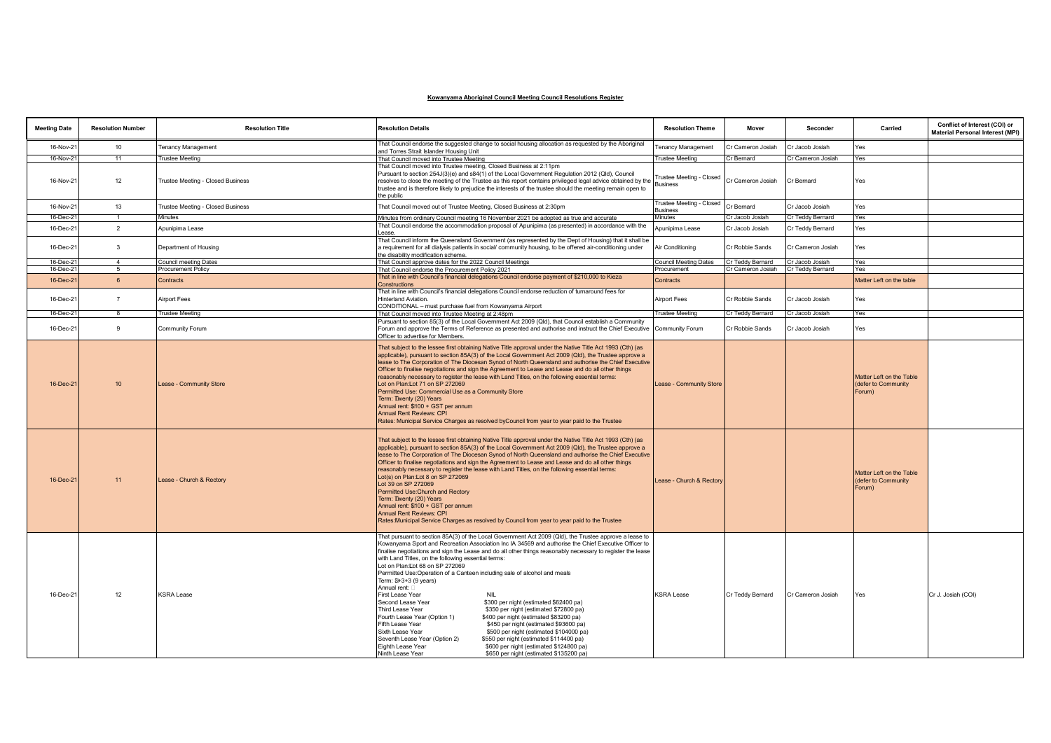**Kowanyama Aboriginal Council Meeting Council Resolutions Register**

| Meeting Date | Resolution Number | Resolution Title | Resolution Details | Resolution Theme | Mover | Seconder | Carried | Conflict of Interest (COI) or Material Personal Interest (MPI) |
|---|---|---|---|---|---|---|---|---|
| 16-Nov-21 | 10 | Tenancy Management | That Council endorse the suggested change to social housing allocation as requested by the Aboriginal and Torres Strait Islander Housing Unit | Tenancy Management | Cr Cameron Josiah | Cr Jacob Josiah | Yes | |
| 16-Nov-21 | 11 | Trustee Meeting | That Council moved into Trustee Meeting | Trustee Meeting | Cr Bernard | Cr Cameron Josiah | Yes | |
| 16-Nov-21 | 12 | Trustee Meeting - Closed Business | That Council moved into Trustee meeting, Closed Business at 2:11pm<br>Pursuant to section 254J(3)(e) and s84(1) of the Local Government Regulation 2012 (Qld), Council resolves to close the meeting of the Trustee as this report contains privileged legal advice obtained by the trustee and is therefore likely to prejudice the interests of the trustee should the meeting remain open to the public | Trustee Meeting - Closed Business | Cr Cameron Josiah | Cr Bernard | Yes | |
| 16-Nov-21 | 13 | Trustee Meeting - Closed Business | That Council moved out of Trustee Meeting, Closed Business at 2:30pm | Trustee Meeting - Closed Business | Cr Bernard | Cr Jacob Josiah | Yes | |
| 16-Dec-21 | 1 | Minutes | Minutes from ordinary Council meeting 16 November 2021 be adopted as true and accurate | Minutes | Cr Jacob Josiah | Cr Teddy Bernard | Yes | |
| 16-Dec-21 | 2 | Apunipima Lease | That Council endorse the accommodation proposal of Apunipima (as presented) in accordance with the Lease. | Apunipima Lease | Cr Jacob Josiah | Cr Teddy Bernard | Yes | |
| 16-Dec-21 | 3 | Department of Housing | That Council inform the Queensland Government (as represented by the Dept of Housing) that it shall be a requirement for all dialysis patients in social/ community housing, to be offered air-conditioning under the disability modification scheme. | Air Conditioning | Cr Robbie Sands | Cr Cameron Josiah | Yes | |
| 16-Dec-21 | 4 | Council meeting Dates | That Council approve dates for the 2022 Council Meetings | Council Meeting Dates | Cr Teddy Bernard | Cr Jacob Josiah | Yes | |
| 16-Dec-21 | 5 | Procurement Policy | That Council endorse the Procurement Policy 2021 | Procurement | Cr Cameron Josiah | Cr Teddy Bernard | Yes | |
| 16-Dec-21 | 6 | Contracts | That in line with Council's financial delegations Council endorse payment of $210,000 to Kieza Constructions | Contracts | | | Matter Left on the table | |
| 16-Dec-21 | 7 | Airport Fees | That in line with Council's financial delegations Council endorse reduction of turnaround fees for Hinterland Aviation.<br>CONDITIONAL – must purchase fuel from Kowanyama Airport | Airport Fees | Cr Robbie Sands | Cr Jacob Josiah | Yes | |
| 16-Dec-21 | 8 | Trustee Meeting | That Council moved into Trustee Meeting at 2:48pm | Trustee Meeting | Cr Teddy Bernard | Cr Jacob Josiah | Yes | |
| 16-Dec-21 | 9 | Community Forum | Pursuant to section 85(3) of the Local Government Act 2009 (Qld), that Council establish a Community Forum and approve the Terms of Reference as presented and authorise and instruct the Chief Executive Officer to advertise for Members. | Community Forum | Cr Robbie Sands | Cr Jacob Josiah | Yes | |
| 16-Dec-21 | 10 | Lease - Community Store | That subject to the lessee first obtaining Native Title approval under the Native Title Act 1993 (Cth) (as applicable), pursuant to section 85A(3) of the Local Government Act 2009 (Qld), the Trustee approve a lease to The Corporation of The Diocesan Synod of North Queensland and authorise the Chief Executive Officer to finalise negotiations and sign the Agreement to Lease and Lease and do all other things reasonably necessary to register the lease with Land Titles, on the following essential terms:<br>Lot on Plan:Lot 71 on SP 272069<br>Permitted Use: Commercial Use as a Community Store<br>Term: Twenty (20) Years<br>Annual rent: $100 + GST per annum<br>Annual Rent Reviews: CPI<br>Rates: Municipal Service Charges as resolved byCouncil from year to year paid to the Trustee | Lease - Community Store | | | Matter Left on the Table (defer to Community Forum) | |
| 16-Dec-21 | 11 | Lease - Church & Rectory | That subject to the lessee first obtaining Native Title approval under the Native Title Act 1993 (Cth) (as applicable), pursuant to section 85A(3) of the Local Government Act 2009 (Qld), the Trustee approve a lease to The Corporation of The Diocesan Synod of North Queensland and authorise the Chief Executive Officer to finalise negotiations and sign the Agreement to Lease and Lease and do all other things reasonably necessary to register the lease with Land Titles, on the following essential terms:<br>Lot(s) on Plan:Lot 8 on SP 272069<br>Lot 39 on SP 272069<br>Permitted Use:Church and Rectory<br>Term: Twenty (20) Years<br>Annual rent: $100 + GST per annum<br>Annual Rent Reviews: CPI<br>Rates:Municipal Service Charges as resolved by Council from year to year paid to the Trustee | Lease - Church & Rectory | | | Matter Left on the Table (defer to Community Forum) | |
| 16-Dec-21 | 12 | KSRA Lease | That pursuant to section 85A(3) of the Local Government Act 2009 (Qld), the Trustee approve a lease to Kowanyama Sport and Recreation Association Inc IA 34569 and authorise the Chief Executive Officer to finalise negotiations and sign the Lease and do all other things reasonably necessary to register the lease with Land Titles, on the following essential terms:<br>Lot on Plan:Lot 68 on SP 272069<br>Permitted Use:Operation of a Canteen including sale of alcohol and meals<br>Term: 3+3+3 (9 years)<br>Annual rent:<br>First Lease Year NIL<br>Second Lease Year $300 per night (estimated $62400 pa)<br>Third Lease Year $350 per night (estimated $72800 pa)<br>Fourth Lease Year (Option 1) $400 per night (estimated $83200 pa)<br>Fifth Lease Year $450 per night (estimated $93600 pa)<br>Sixth Lease Year $500 per night (estimated $104000 pa)<br>Seventh Lease Year (Option 2) $550 per night (estimated $114400 pa)<br>Eighth Lease Year $600 per night (estimated $124800 pa)<br>Ninth Lease Year $650 per night (estimated $135200 pa) | KSRA Lease | Cr Teddy Bernard | Cr Cameron Josiah | Yes | Cr J. Josiah (COI) |